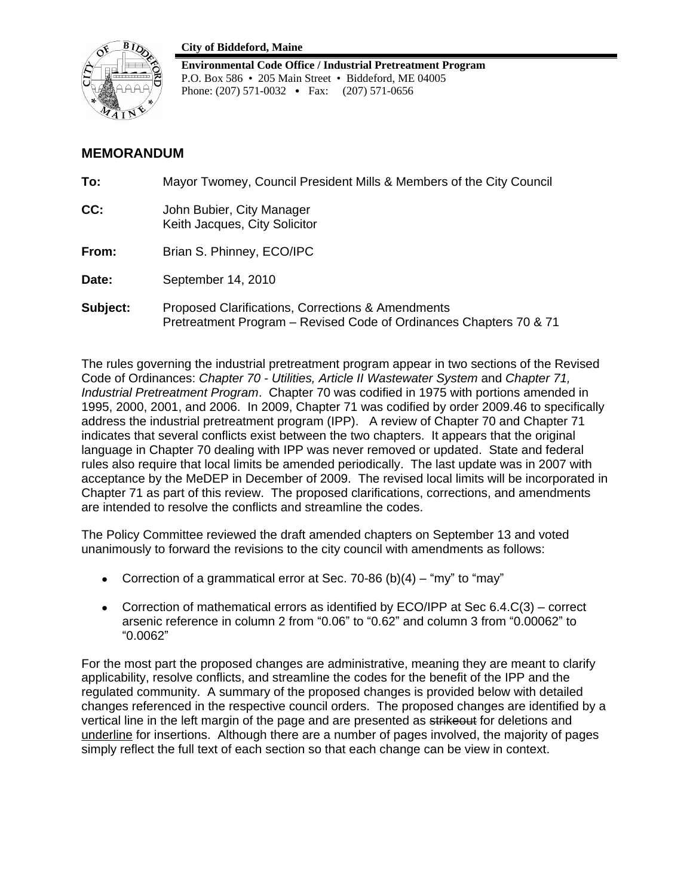**City of Biddeford, Maine**

**Environmental Code Office / Industrial Pretreatment Program**
P.O. Box 586 • 205 Main Street • Biddeford, ME 04005
Phone: (207) 571-0032 • Fax: (207) 571-0656

## MEMORANDUM

**To:** Mayor Twomey, Council President Mills & Members of the City Council

**CC:** John Bubier, City Manager
Keith Jacques, City Solicitor

**From:** Brian S. Phinney, ECO/IPC

**Date:** September 14, 2010

**Subject:** Proposed Clarifications, Corrections & Amendments
Pretreatment Program – Revised Code of Ordinances Chapters 70 & 71

The rules governing the industrial pretreatment program appear in two sections of the Revised Code of Ordinances: *Chapter 70 - Utilities, Article II Wastewater System* and *Chapter 71, Industrial Pretreatment Program*. Chapter 70 was codified in 1975 with portions amended in 1995, 2000, 2001, and 2006. In 2009, Chapter 71 was codified by order 2009.46 to specifically address the industrial pretreatment program (IPP). A review of Chapter 70 and Chapter 71 indicates that several conflicts exist between the two chapters. It appears that the original language in Chapter 70 dealing with IPP was never removed or updated. State and federal rules also require that local limits be amended periodically. The last update was in 2007 with acceptance by the MeDEP in December of 2009. The revised local limits will be incorporated in Chapter 71 as part of this review. The proposed clarifications, corrections, and amendments are intended to resolve the conflicts and streamline the codes.

The Policy Committee reviewed the draft amended chapters on September 13 and voted unanimously to forward the revisions to the city council with amendments as follows:

- Correction of a grammatical error at Sec. 70-86 (b)(4) – "my" to "may"
- Correction of mathematical errors as identified by ECO/IPP at Sec 6.4.C(3) – correct arsenic reference in column 2 from "0.06" to "0.62" and column 3 from "0.00062" to "0.0062"

For the most part the proposed changes are administrative, meaning they are meant to clarify applicability, resolve conflicts, and streamline the codes for the benefit of the IPP and the regulated community. A summary of the proposed changes is provided below with detailed changes referenced in the respective council orders. The proposed changes are identified by a vertical line in the left margin of the page and are presented as ~~strikeout~~ for deletions and <u>underline</u> for insertions. Although there are a number of pages involved, the majority of pages simply reflect the full text of each section so that each change can be view in context.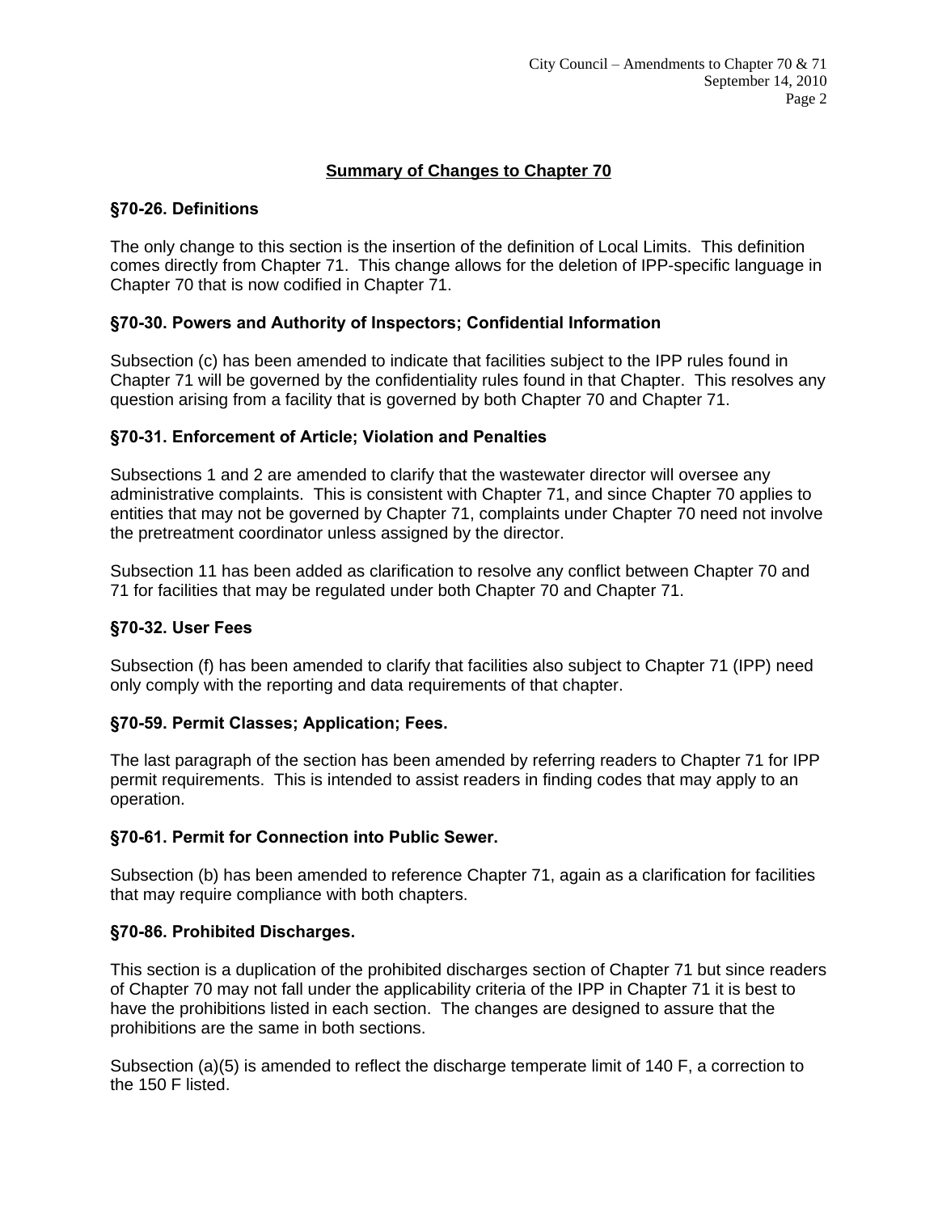## Summary of Changes to Chapter 70

### §70-26. Definitions

The only change to this section is the insertion of the definition of Local Limits. This definition comes directly from Chapter 71. This change allows for the deletion of IPP-specific language in Chapter 70 that is now codified in Chapter 71.

### §70-30. Powers and Authority of Inspectors; Confidential Information

Subsection (c) has been amended to indicate that facilities subject to the IPP rules found in Chapter 71 will be governed by the confidentiality rules found in that Chapter. This resolves any question arising from a facility that is governed by both Chapter 70 and Chapter 71.

### §70-31. Enforcement of Article; Violation and Penalties

Subsections 1 and 2 are amended to clarify that the wastewater director will oversee any administrative complaints. This is consistent with Chapter 71, and since Chapter 70 applies to entities that may not be governed by Chapter 71, complaints under Chapter 70 need not involve the pretreatment coordinator unless assigned by the director.

Subsection 11 has been added as clarification to resolve any conflict between Chapter 70 and 71 for facilities that may be regulated under both Chapter 70 and Chapter 71.

### §70-32. User Fees

Subsection (f) has been amended to clarify that facilities also subject to Chapter 71 (IPP) need only comply with the reporting and data requirements of that chapter.

### §70-59. Permit Classes; Application; Fees.

The last paragraph of the section has been amended by referring readers to Chapter 71 for IPP permit requirements. This is intended to assist readers in finding codes that may apply to an operation.

### §70-61. Permit for Connection into Public Sewer.

Subsection (b) has been amended to reference Chapter 71, again as a clarification for facilities that may require compliance with both chapters.

### §70-86. Prohibited Discharges.

This section is a duplication of the prohibited discharges section of Chapter 71 but since readers of Chapter 70 may not fall under the applicability criteria of the IPP in Chapter 71 it is best to have the prohibitions listed in each section. The changes are designed to assure that the prohibitions are the same in both sections.

Subsection (a)(5) is amended to reflect the discharge temperate limit of 140 F, a correction to the 150 F listed.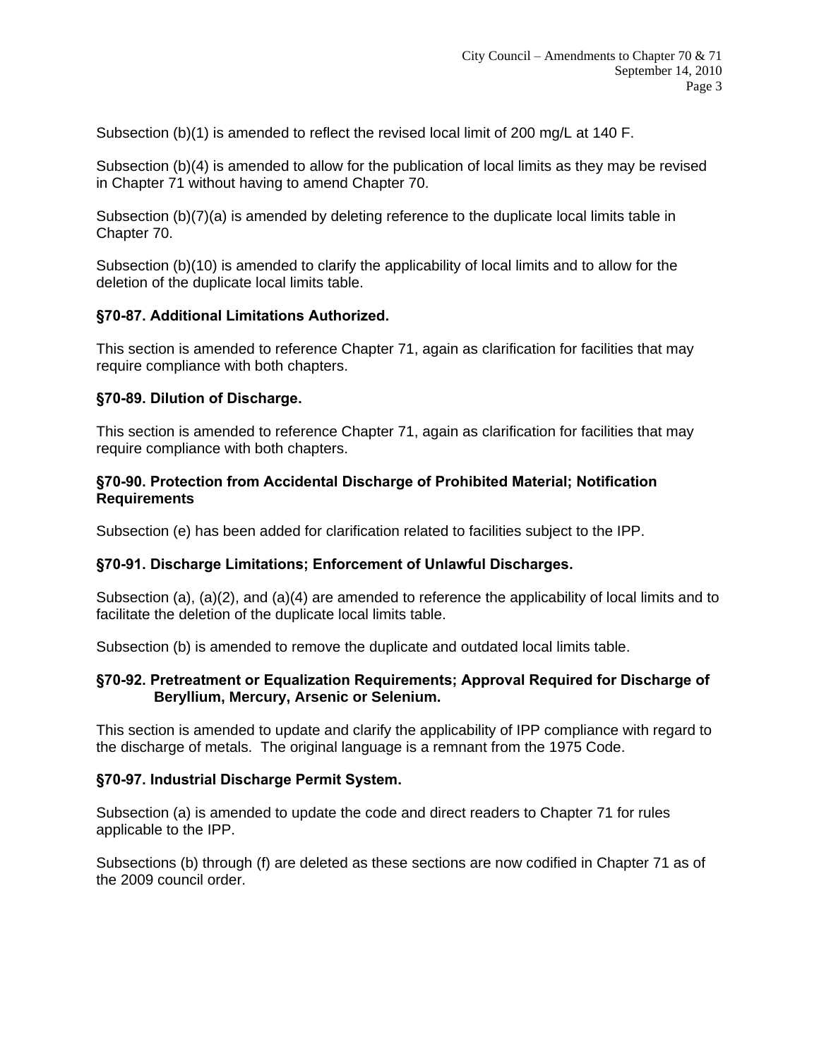Subsection (b)(1) is amended to reflect the revised local limit of 200 mg/L at 140 F.

Subsection (b)(4) is amended to allow for the publication of local limits as they may be revised in Chapter 71 without having to amend Chapter 70.

Subsection (b)(7)(a) is amended by deleting reference to the duplicate local limits table in Chapter 70.

Subsection (b)(10) is amended to clarify the applicability of local limits and to allow for the deletion of the duplicate local limits table.

**§70-87. Additional Limitations Authorized.**

This section is amended to reference Chapter 71, again as clarification for facilities that may require compliance with both chapters.

**§70-89. Dilution of Discharge.**

This section is amended to reference Chapter 71, again as clarification for facilities that may require compliance with both chapters.

**§70-90. Protection from Accidental Discharge of Prohibited Material; Notification Requirements**

Subsection (e) has been added for clarification related to facilities subject to the IPP.

**§70-91. Discharge Limitations; Enforcement of Unlawful Discharges.**

Subsection (a), (a)(2), and (a)(4) are amended to reference the applicability of local limits and to facilitate the deletion of the duplicate local limits table.

Subsection (b) is amended to remove the duplicate and outdated local limits table.

**§70-92. Pretreatment or Equalization Requirements; Approval Required for Discharge of Beryllium, Mercury, Arsenic or Selenium.**

This section is amended to update and clarify the applicability of IPP compliance with regard to the discharge of metals. The original language is a remnant from the 1975 Code.

**§70-97. Industrial Discharge Permit System.**

Subsection (a) is amended to update the code and direct readers to Chapter 71 for rules applicable to the IPP.

Subsections (b) through (f) are deleted as these sections are now codified in Chapter 71 as of the 2009 council order.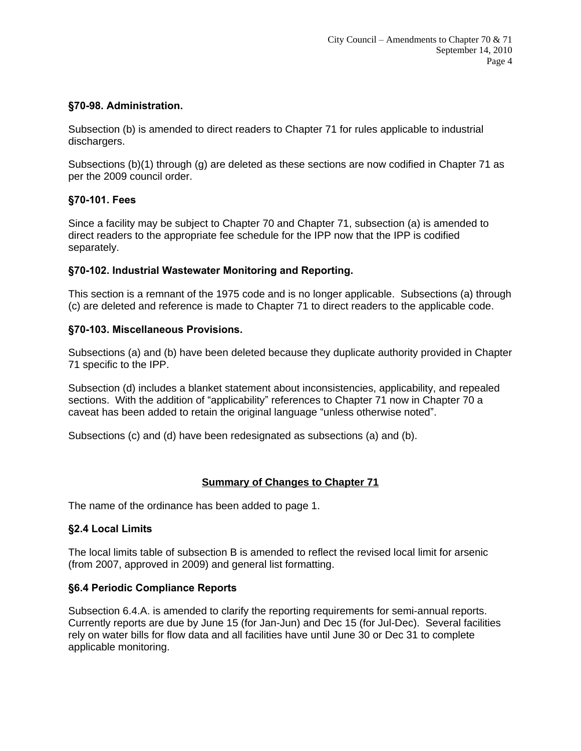### §70-98. Administration.

Subsection (b) is amended to direct readers to Chapter 71 for rules applicable to industrial dischargers.

Subsections (b)(1) through (g) are deleted as these sections are now codified in Chapter 71 as per the 2009 council order.

### §70-101. Fees

Since a facility may be subject to Chapter 70 and Chapter 71, subsection (a) is amended to direct readers to the appropriate fee schedule for the IPP now that the IPP is codified separately.

### §70-102. Industrial Wastewater Monitoring and Reporting.

This section is a remnant of the 1975 code and is no longer applicable. Subsections (a) through (c) are deleted and reference is made to Chapter 71 to direct readers to the applicable code.

### §70-103. Miscellaneous Provisions.

Subsections (a) and (b) have been deleted because they duplicate authority provided in Chapter 71 specific to the IPP.

Subsection (d) includes a blanket statement about inconsistencies, applicability, and repealed sections. With the addition of "applicability" references to Chapter 71 now in Chapter 70 a caveat has been added to retain the original language "unless otherwise noted".

Subsections (c) and (d) have been redesignated as subsections (a) and (b).

## Summary of Changes to Chapter 71

The name of the ordinance has been added to page 1.

### §2.4 Local Limits

The local limits table of subsection B is amended to reflect the revised local limit for arsenic (from 2007, approved in 2009) and general list formatting.

### §6.4 Periodic Compliance Reports

Subsection 6.4.A. is amended to clarify the reporting requirements for semi-annual reports. Currently reports are due by June 15 (for Jan-Jun) and Dec 15 (for Jul-Dec). Several facilities rely on water bills for flow data and all facilities have until June 30 or Dec 31 to complete applicable monitoring.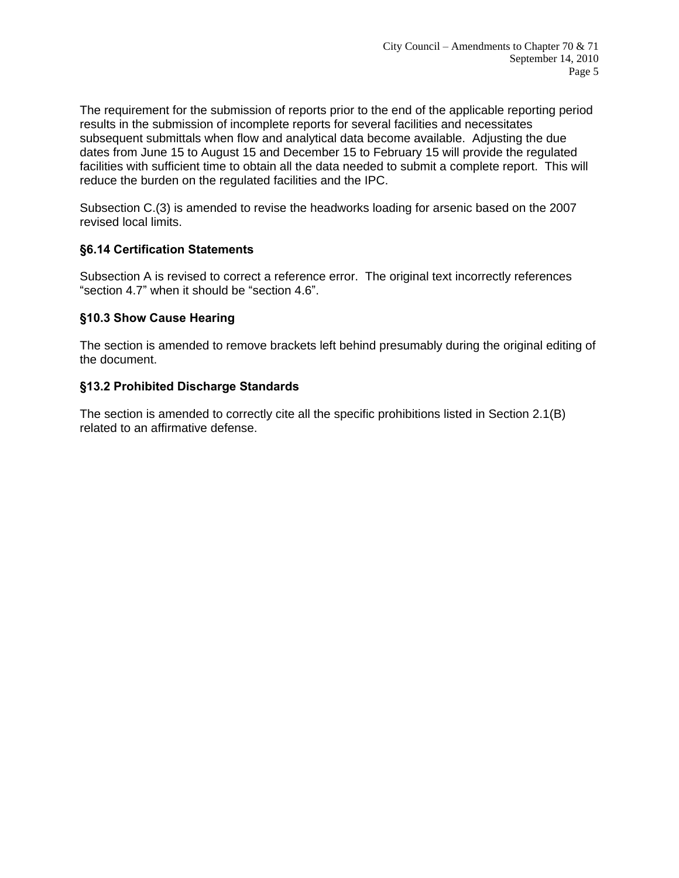The requirement for the submission of reports prior to the end of the applicable reporting period results in the submission of incomplete reports for several facilities and necessitates subsequent submittals when flow and analytical data become available. Adjusting the due dates from June 15 to August 15 and December 15 to February 15 will provide the regulated facilities with sufficient time to obtain all the data needed to submit a complete report. This will reduce the burden on the regulated facilities and the IPC.

Subsection C.(3) is amended to revise the headworks loading for arsenic based on the 2007 revised local limits.

### §6.14 Certification Statements

Subsection A is revised to correct a reference error. The original text incorrectly references “section 4.7” when it should be “section 4.6”.

### §10.3 Show Cause Hearing

The section is amended to remove brackets left behind presumably during the original editing of the document.

### §13.2 Prohibited Discharge Standards

The section is amended to correctly cite all the specific prohibitions listed in Section 2.1(B) related to an affirmative defense.